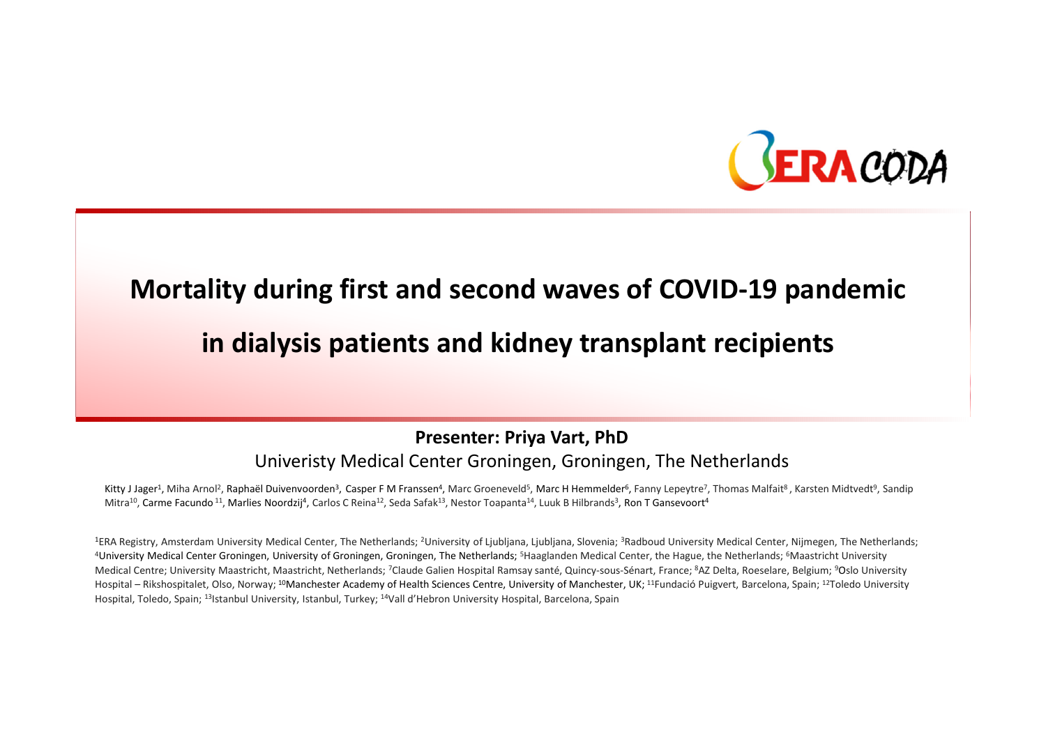# Mortality during first and second waves of COVID-19 pandemic in dialysis patients and kidney transplant recipients

**Presenter: Priya Vart, PhD**

Univeristy Medical Center Groningen, Groningen, The Netherlands

Kitty J Jager[1], Miha Arnol[2], Raphaël Duivenvoorden[3], Casper F M Franssen[4], Marc Groeneveld[5], Marc H Hemmelder[6], Fanny Lepeytre[7], Thomas Malfait[8], Karsten Midtvedt[9], Sandip Mitra[10], Carme Facundo[11], Marlies Noordzij[4], Carlos C Reina[12], Seda Safak[13], Nestor Toapanta[14], Luuk B Hilbrands[3], Ron T Gansevoort[4]

[1]ERA Registry, Amsterdam University Medical Center, The Netherlands; [2]University of Ljubljana, Ljubljana, Slovenia; [3]Radboud University Medical Center, Nijmegen, The Netherlands; [4]University Medical Center Groningen, University of Groningen, Groningen, The Netherlands; [5]Haaglanden Medical Center, the Hague, the Netherlands; [6]Maastricht University Medical Centre; University Maastricht, Maastricht, Netherlands; [7]Claude Galien Hospital Ramsay santé, Quincy-sous-Sénart, France; [8]AZ Delta, Roeselare, Belgium; [9]Oslo University Hospital – Rikshospitalet, Olso, Norway; [10]Manchester Academy of Health Sciences Centre, University of Manchester, UK; [11]Fundació Puigvert, Barcelona, Spain; [12]Toledo University Hospital, Toledo, Spain; [13]Istanbul University, Istanbul, Turkey; [14]Vall d'Hebron University Hospital, Barcelona, Spain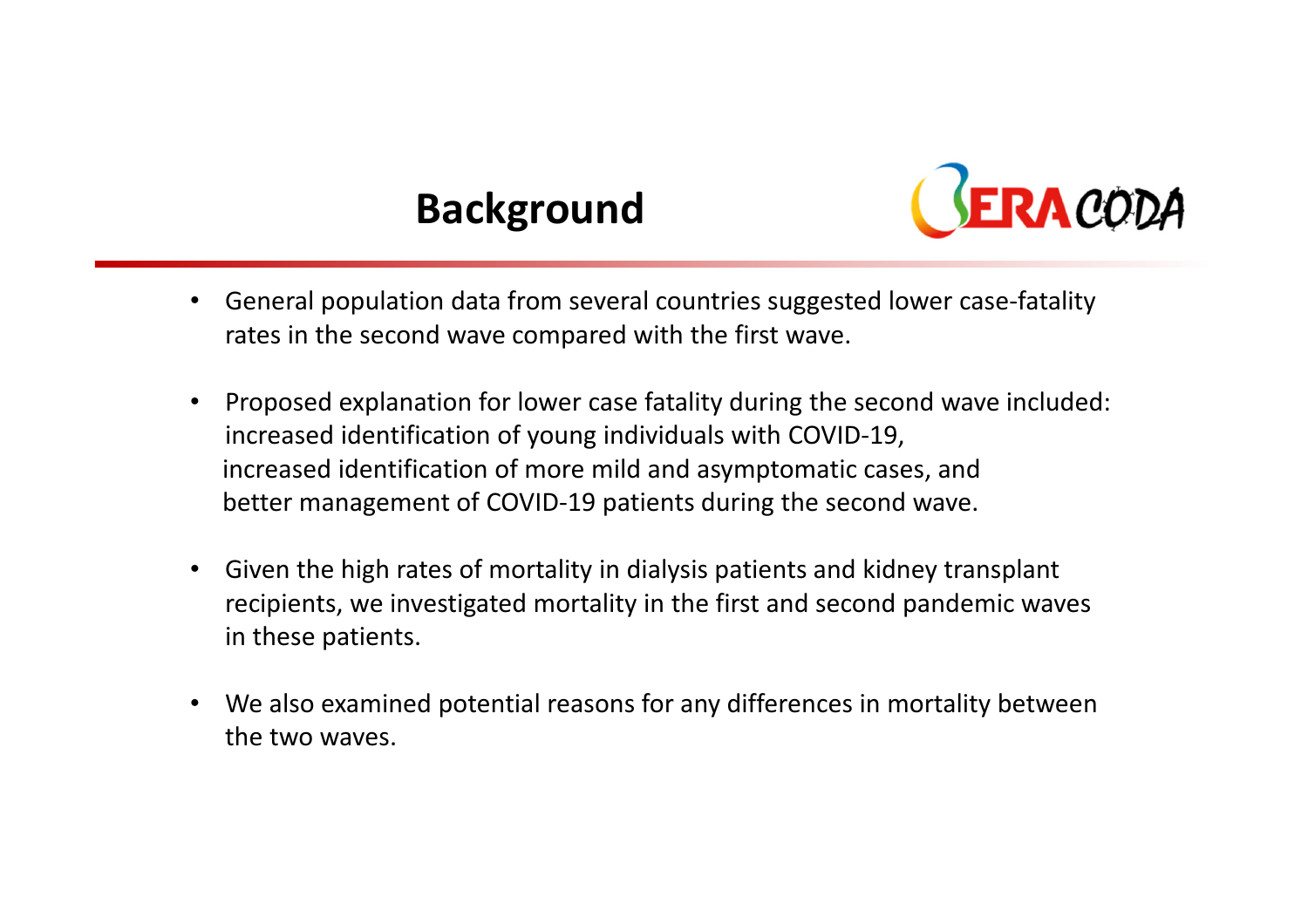# Background

- General population data from several countries suggested lower case-fatality rates in the second wave compared with the first wave.
- Proposed explanation for lower case fatality during the second wave included: increased identification of young individuals with COVID-19, increased identification of more mild and asymptomatic cases, and better management of COVID-19 patients during the second wave.
- Given the high rates of mortality in dialysis patients and kidney transplant recipients, we investigated mortality in the first and second pandemic waves in these patients.
- We also examined potential reasons for any differences in mortality between the two waves.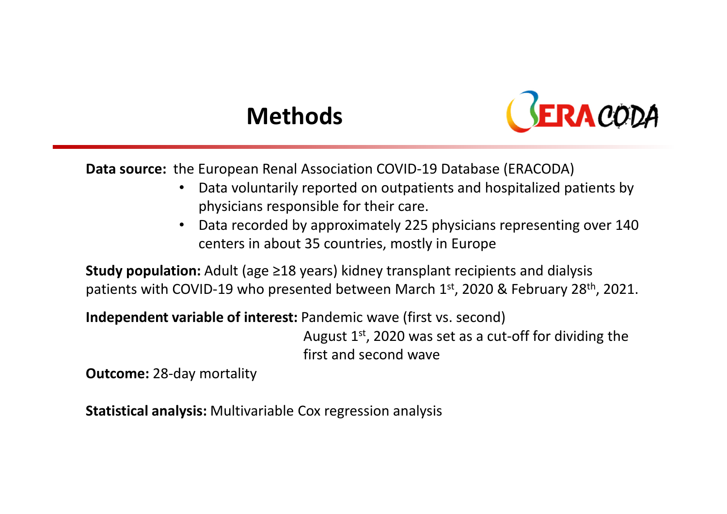# Methods

**Data source:** the European Renal Association COVID-19 Database (ERACODA)

- Data voluntarily reported on outpatients and hospitalized patients by physicians responsible for their care.
- Data recorded by approximately 225 physicians representing over 140 centers in about 35 countries, mostly in Europe

**Study population:** Adult (age ≥18 years) kidney transplant recipients and dialysis patients with COVID-19 who presented between March 1st, 2020 & February 28th, 2021.

**Independent variable of interest:** Pandemic wave (first vs. second)

August 1st, 2020 was set as a cut-off for dividing the first and second wave

**Outcome:** 28-day mortality

**Statistical analysis:** Multivariable Cox regression analysis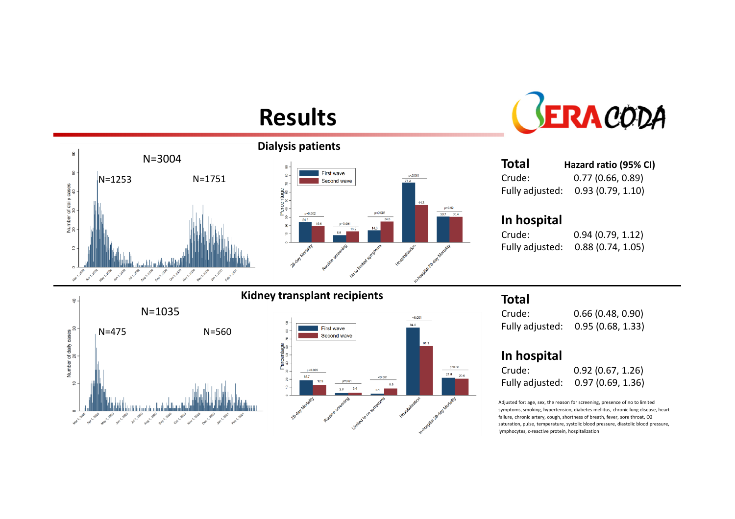# Results

ERACODA

## Dialysis patients

N=3004

N=1253 N=1751

| | First wave | Second wave | p |
|---|---|---|---|
| 28-day Mortality | 24.3 | 19.6 | p=0.002 |
| Routine screening | 8.6 | 13.2 | p=0.001 |
| No to limited symptoms | 14.3 | 24.8 | p<0.001 |
| Hospitalization | 71.3 | 44.3 | p<0.001 |
| In-hospital 28-day Mortality | 30.7 | 30.4 | p=0.92 |

**Total** — **Hazard ratio (95% CI)**

Crude: 0.77 (0.66, 0.89)

Fully adjusted: 0.93 (0.79, 1.10)

**In hospital**

Crude: 0.94 (0.79, 1.12)

Fully adjusted: 0.88 (0.74, 1.05)

## Kidney transplant recipients

N=1035

N=475 N=560

| | First wave | Second wave | p |
|---|---|---|---|
| 28-day Mortality | 18.7 | 12.9 | p=0.009 |
| Routine screening | 2.8 | 3.4 | p=0.61 |
| Limited to no symptoms | 2.1 | 8.5 | <0.001 |
| Hospitalization | 84.0 | 61.1 | <0.001 |
| In-hospital 28-day Mortality | 21.8 | 20.6 | p=0.86 |

**Total**

Crude: 0.66 (0.48, 0.90)

Fully adjusted: 0.95 (0.68, 1.33)

**In hospital**

Crude: 0.92 (0.67, 1.26)

Fully adjusted: 0.97 (0.69, 1.36)

Adjusted for: age, sex, the reason for screening, presence of no to limited symptoms, smoking, hypertension, diabetes mellitus, chronic lung disease, heart failure, chronic artery, cough, shortness of breath, fever, sore throat, O2 saturation, pulse, temperature, systolic blood pressure, diastolic blood pressure, lymphocytes, c-reactive protein, hospitalization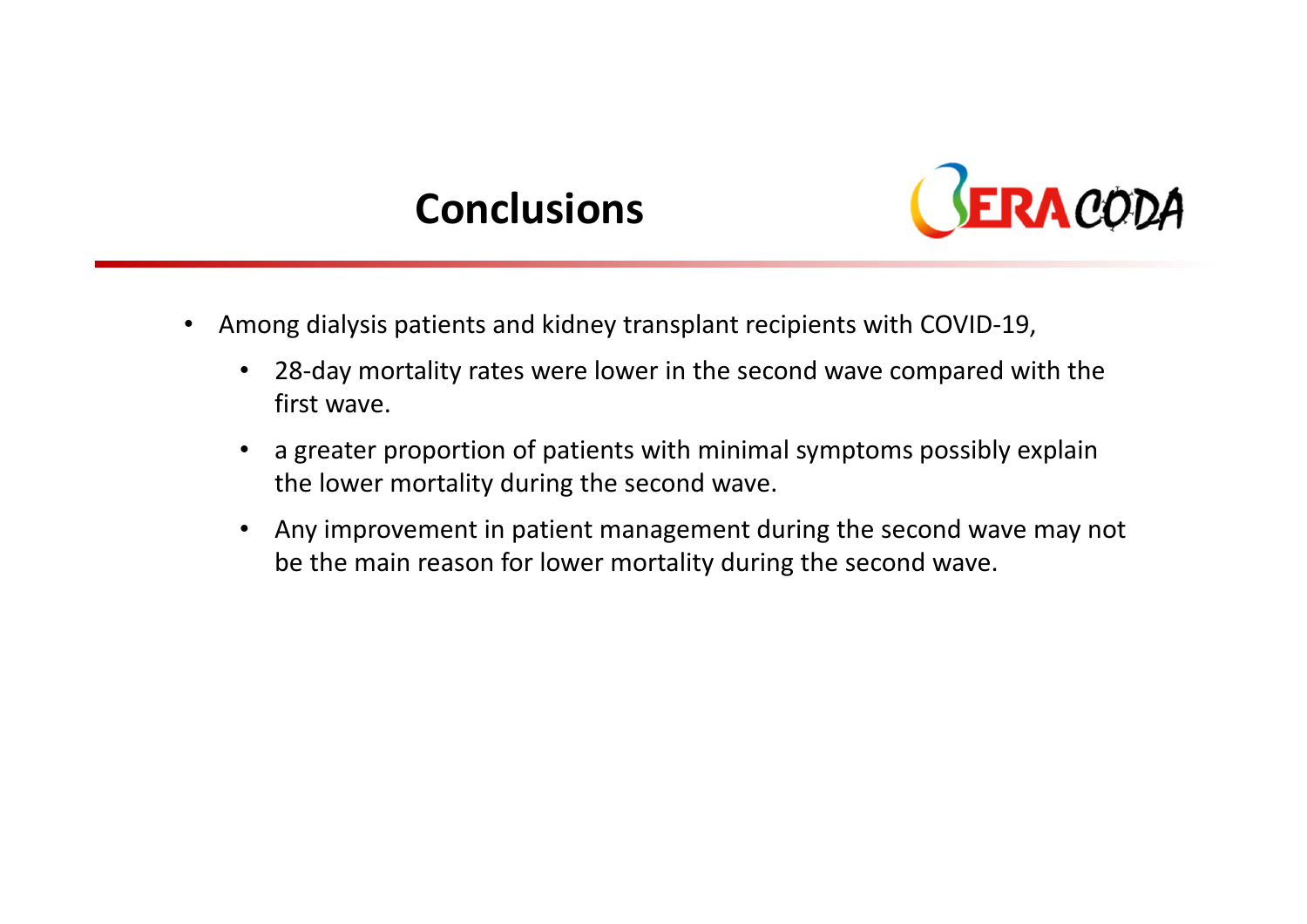# Conclusions

- Among dialysis patients and kidney transplant recipients with COVID-19,
  - 28-day mortality rates were lower in the second wave compared with the first wave.
  - a greater proportion of patients with minimal symptoms possibly explain the lower mortality during the second wave.
  - Any improvement in patient management during the second wave may not be the main reason for lower mortality during the second wave.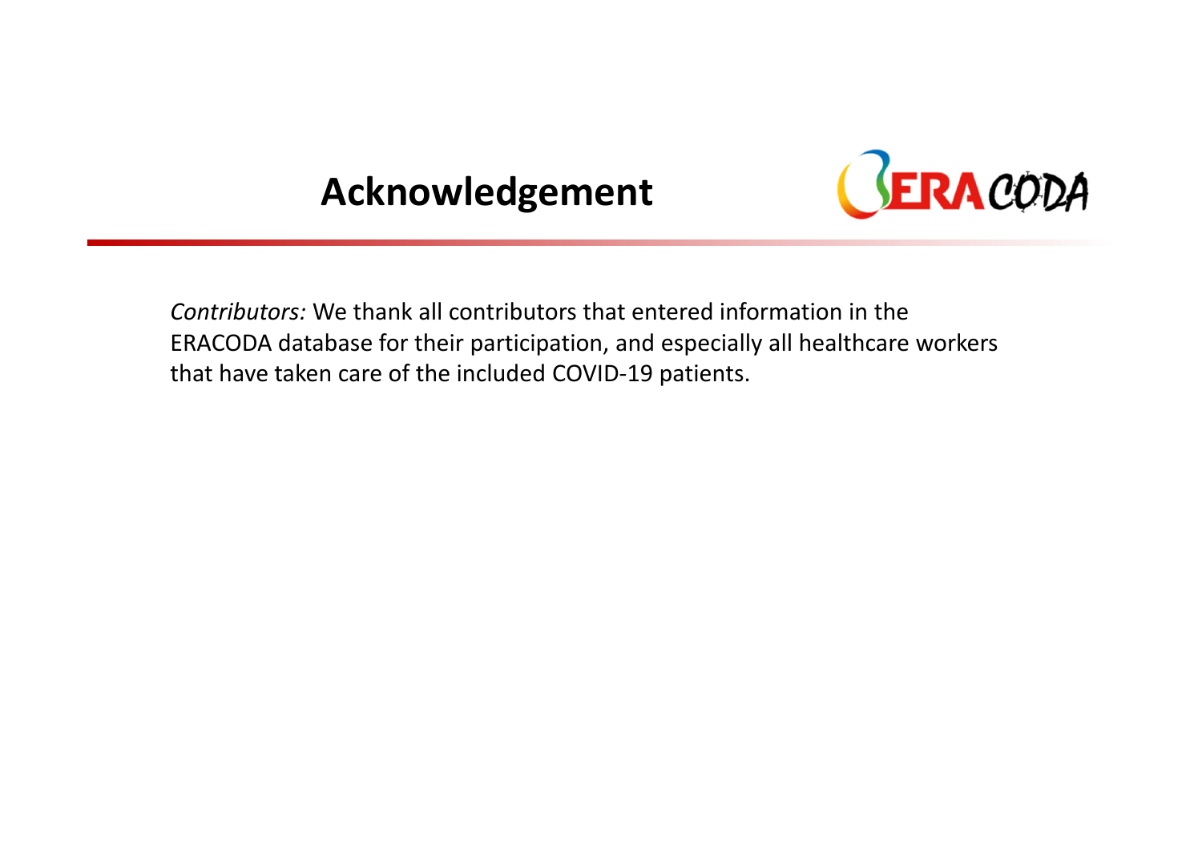# Acknowledgement

*Contributors:* We thank all contributors that entered information in the ERACODA database for their participation, and especially all healthcare workers that have taken care of the included COVID-19 patients.